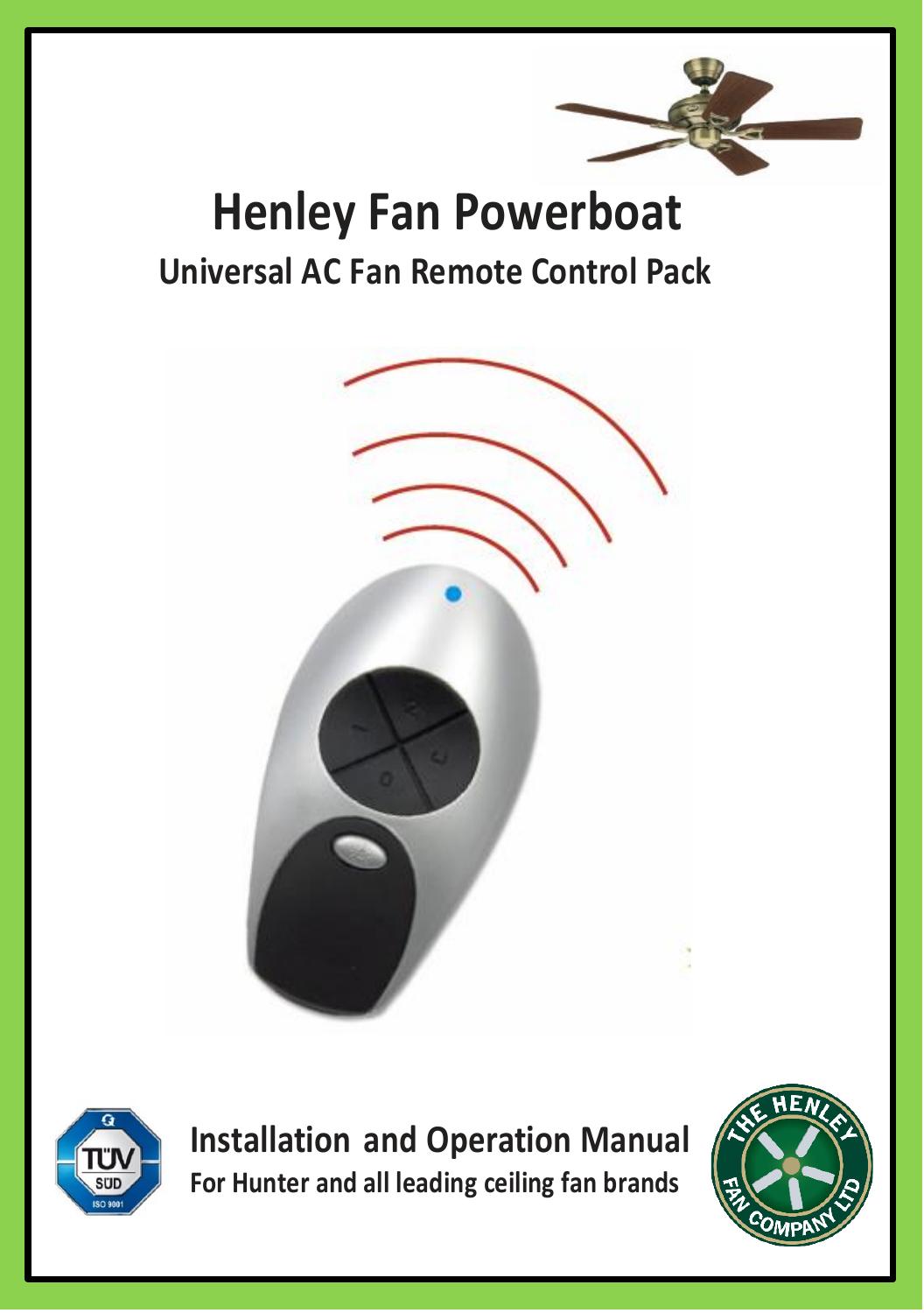# Henley Fan Powerboat

## Universal AC Fan Remote Control Pack

## Installation and Operation Manual

**For Hunter and all leading ceiling fan brands**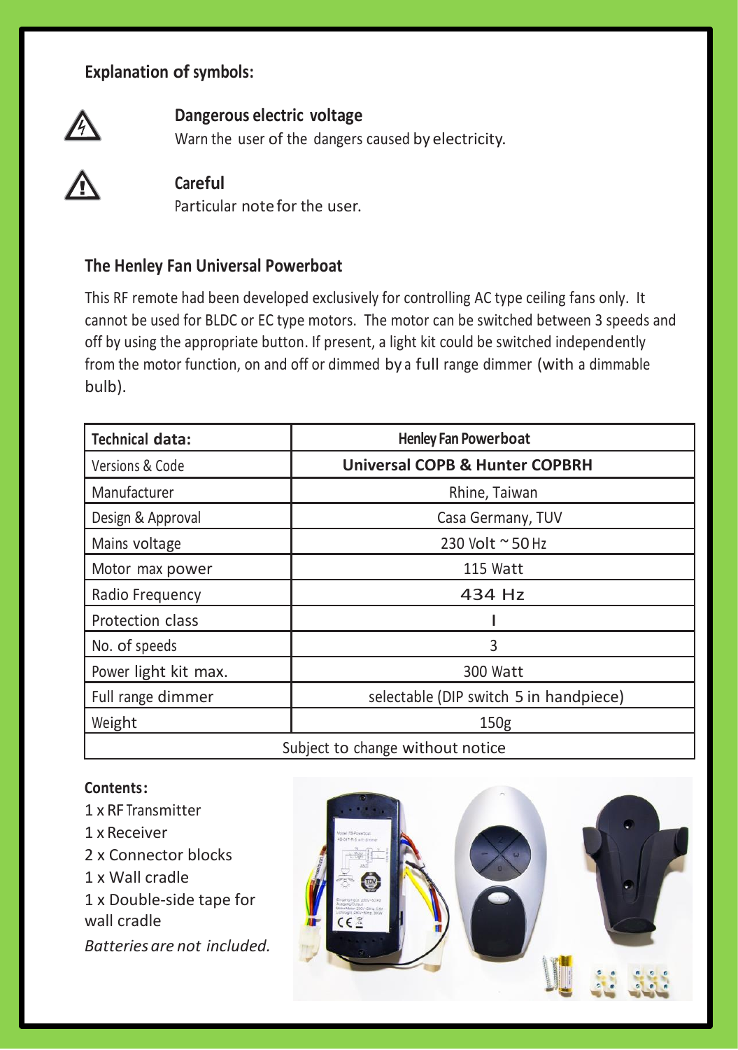## Explanation of symbols:

**Dangerous electric voltage**
Warn the user of the dangers caused by electricity.

**Careful**
Particular note for the user.

## The Henley Fan Universal Powerboat

This RF remote had been developed exclusively for controlling AC type ceiling fans only. It cannot be used for BLDC or EC type motors. The motor can be switched between 3 speeds and off by using the appropriate button. If present, a light kit could be switched independently from the motor function, on and off or dimmed by a full range dimmer (with a dimmable bulb).

| Technical data: | Henley Fan Powerboat |
|---|---|
| Versions & Code | **Universal COPB & Hunter COPBRH** |
| Manufacturer | Rhine, Taiwan |
| Design & Approval | Casa Germany, TUV |
| Mains voltage | 230 Volt ~ 50 Hz |
| Motor max power | 115 Watt |
| Radio Frequency | 434 Hz |
| Protection class | I |
| No. of speeds | 3 |
| Power light kit max. | 300 Watt |
| Full range dimmer | selectable (DIP switch 5 in handpiece) |
| Weight | 150g |
| Subject to change without notice | |

**Contents:**

1 x RF Transmitter
1 x Receiver
2 x Connector blocks
1 x Wall cradle
1 x Double-side tape for wall cradle

*Batteries are not included.*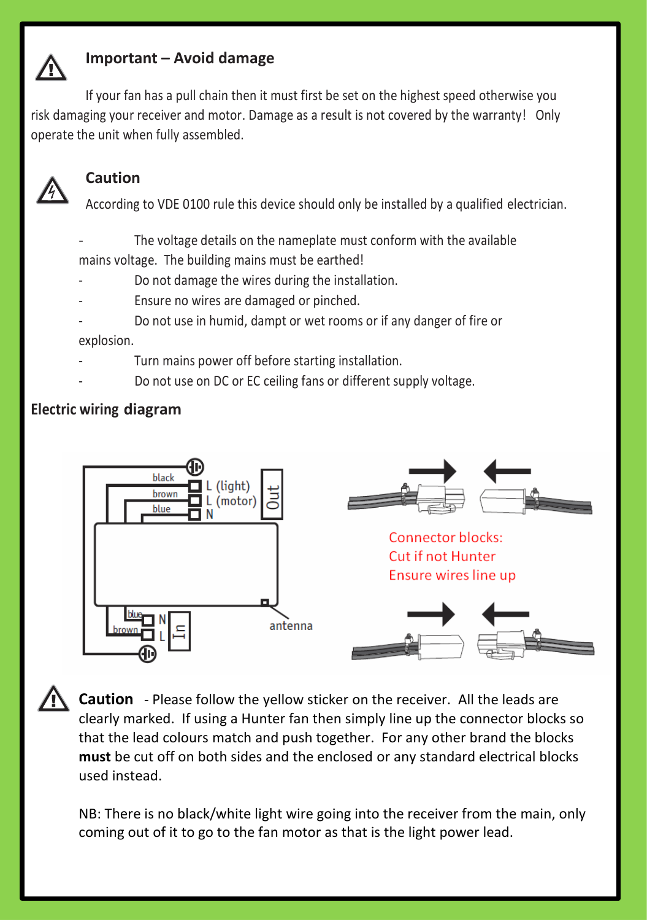## Important – Avoid damage

If your fan has a pull chain then it must first be set on the highest speed otherwise you risk damaging your receiver and motor. Damage as a result is not covered by the warranty! Only operate the unit when fully assembled.

## Caution

According to VDE 0100 rule this device should only be installed by a qualified electrician.

- The voltage details on the nameplate must conform with the available mains voltage. The building mains must be earthed!
- Do not damage the wires during the installation.
- Ensure no wires are damaged or pinched.
- Do not use in humid, dampt or wet rooms or if any danger of fire or explosion.
- Turn mains power off before starting installation.
- Do not use on DC or EC ceiling fans or different supply voltage.

## Electric wiring diagram

black — L (light)
brown — L (motor)
blue — N
Out

blue — N
brown — L
In

antenna

Connector blocks:
Cut if not Hunter
Ensure wires line up

**Caution** - Please follow the yellow sticker on the receiver. All the leads are clearly marked. If using a Hunter fan then simply line up the connector blocks so that the lead colours match and push together. For any other brand the blocks **must** be cut off on both sides and the enclosed or any standard electrical blocks used instead.

NB: There is no black/white light wire going into the receiver from the main, only coming out of it to go to the fan motor as that is the light power lead.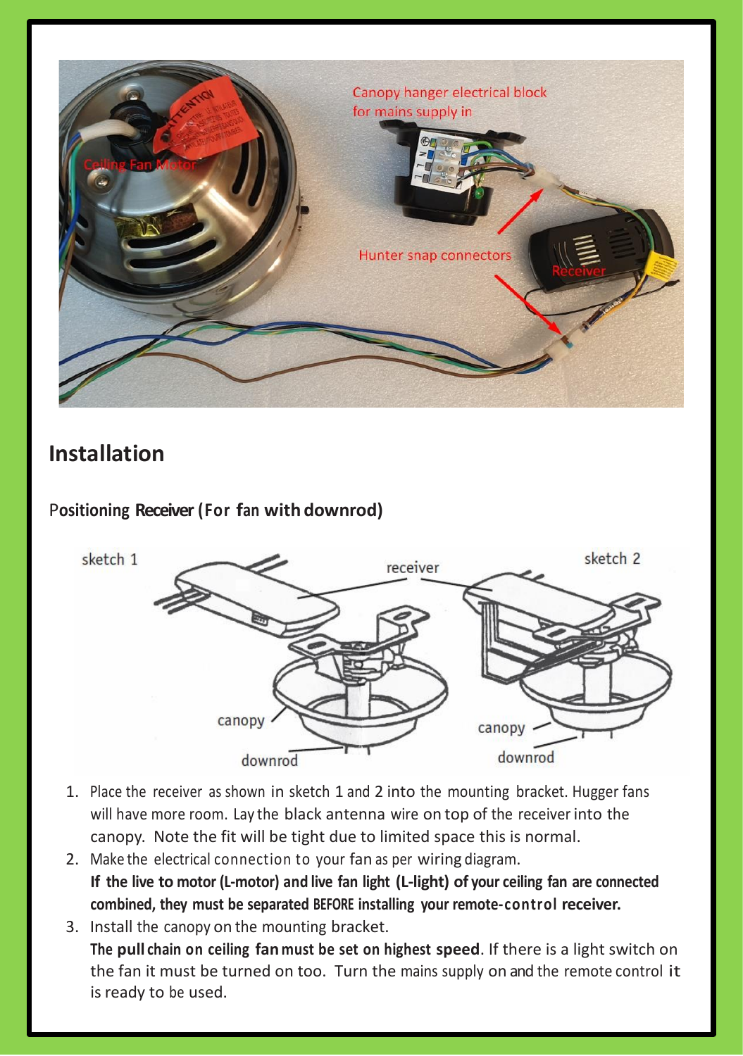## Installation

### Positioning Receiver (For fan with downrod)

1. Place the receiver as shown in sketch 1 and 2 into the mounting bracket. Hugger fans will have more room. Lay the black antenna wire on top of the receiver into the canopy. Note the fit will be tight due to limited space this is normal.
2. Make the electrical connection to your fan as per wiring diagram.
   **If the live to motor (L-motor) and live fan light (L-light) of your ceiling fan are connected combined, they must be separated BEFORE installing your remote-control receiver.**
3. Install the canopy on the mounting bracket.
   **The pull chain on ceiling fan must be set on highest speed**. If there is a light switch on the fan it must be turned on too. Turn the mains supply on and the remote control it is ready to be used.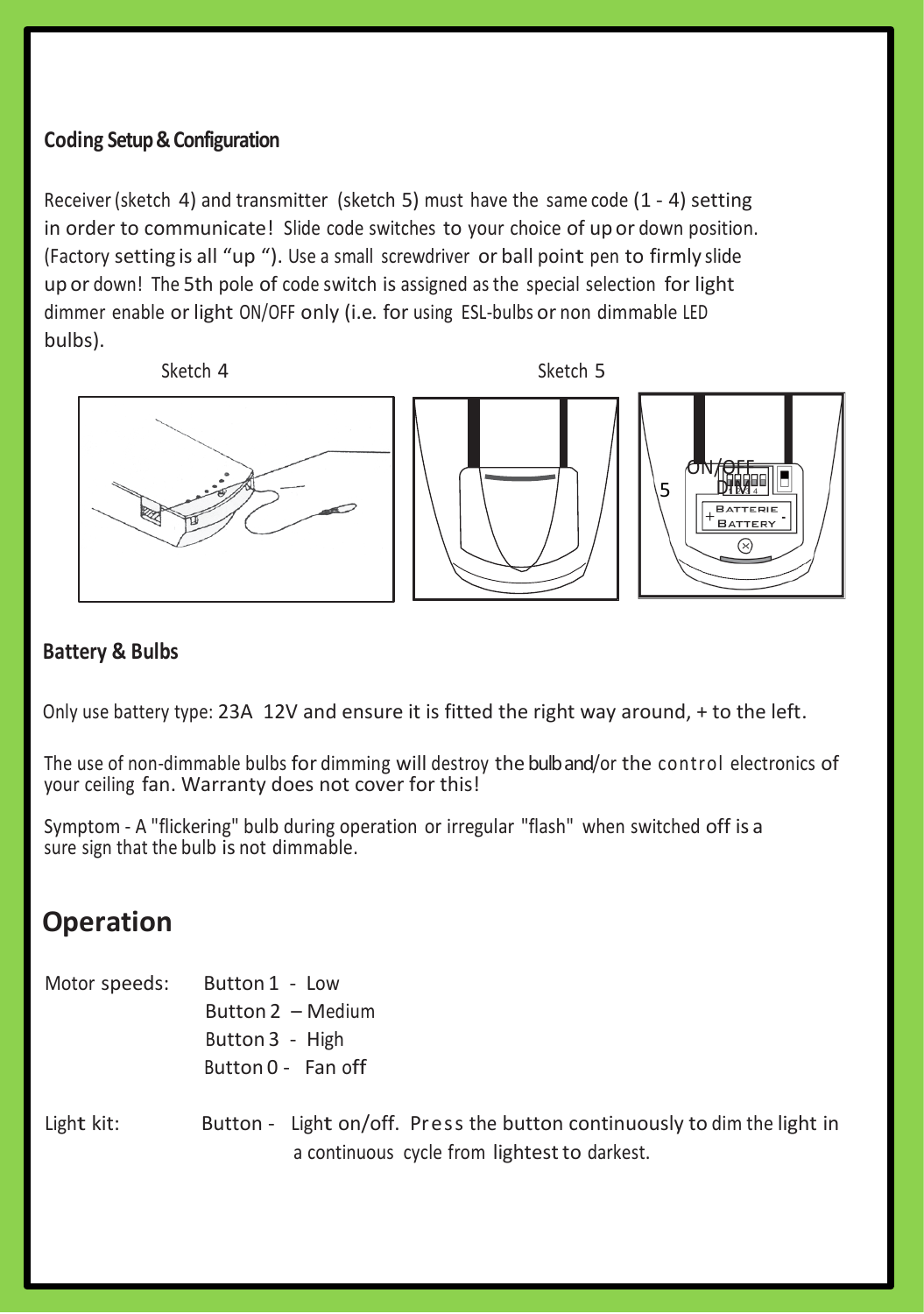## Coding Setup & Configuration

Receiver (sketch 4) and transmitter (sketch 5) must have the same code (1 - 4) setting in order to communicate! Slide code switches to your choice of up or down position. (Factory setting is all "up "). Use a small screwdriver or ball point pen to firmly slide up or down! The 5th pole of code switch is assigned as the special selection for light dimmer enable or light ON/OFF only (i.e. for using ESL-bulbs or non dimmable LED bulbs).

Sketch 4

Sketch 5

5 ON/OFF DIM BATTERIE BATTERY

## Battery & Bulbs

Only use battery type: 23A 12V and ensure it is fitted the right way around, + to the left.

The use of non-dimmable bulbs for dimming will destroy the bulb and/or the control electronics of your ceiling fan. Warranty does not cover for this!

Symptom - A "flickering" bulb during operation or irregular "flash" when switched off is a sure sign that the bulb is not dimmable.

# Operation

Motor speeds:
- Button 1 - Low
- Button 2 – Medium
- Button 3 - High
- Button 0 - Fan off

Light kit: Button - Light on/off. Press the button continuously to dim the light in a continuous cycle from lightest to darkest.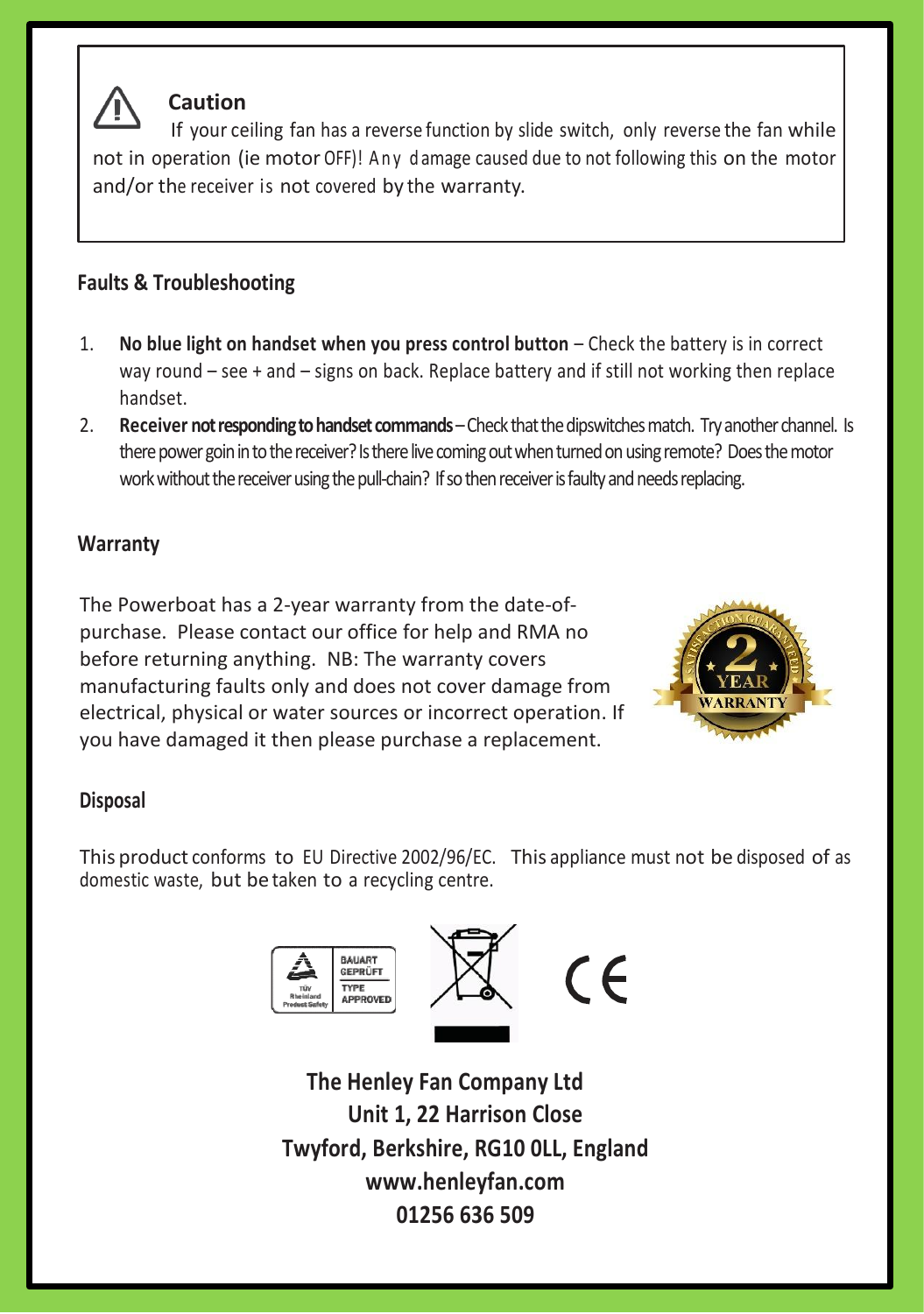**Caution**

If your ceiling fan has a reverse function by slide switch, only reverse the fan while not in operation (ie motor OFF)! Any damage caused due to not following this on the motor and/or the receiver is not covered by the warranty.

## Faults & Troubleshooting

1. **No blue light on handset when you press control button** – Check the battery is in correct way round – see + and – signs on back. Replace battery and if still not working then replace handset.
2. **Receiver not responding to handset commands** – Check that the dipswitches match. Try another channel. Is there power goin in to the receiver? Is there live coming out when turned on using remote? Does the motor work without the receiver using the pull-chain? If so then receiver is faulty and needs replacing.

## Warranty

The Powerboat has a 2-year warranty from the date-of-purchase. Please contact our office for help and RMA no before returning anything. NB: The warranty covers manufacturing faults only and does not cover damage from electrical, physical or water sources or incorrect operation. If you have damaged it then please purchase a replacement.

## Disposal

This product conforms to EU Directive 2002/96/EC. This appliance must not be disposed of as domestic waste, but be taken to a recycling centre.

**The Henley Fan Company Ltd**
**Unit 1, 22 Harrison Close**
**Twyford, Berkshire, RG10 0LL, England**
**www.henleyfan.com**
**01256 636 509**